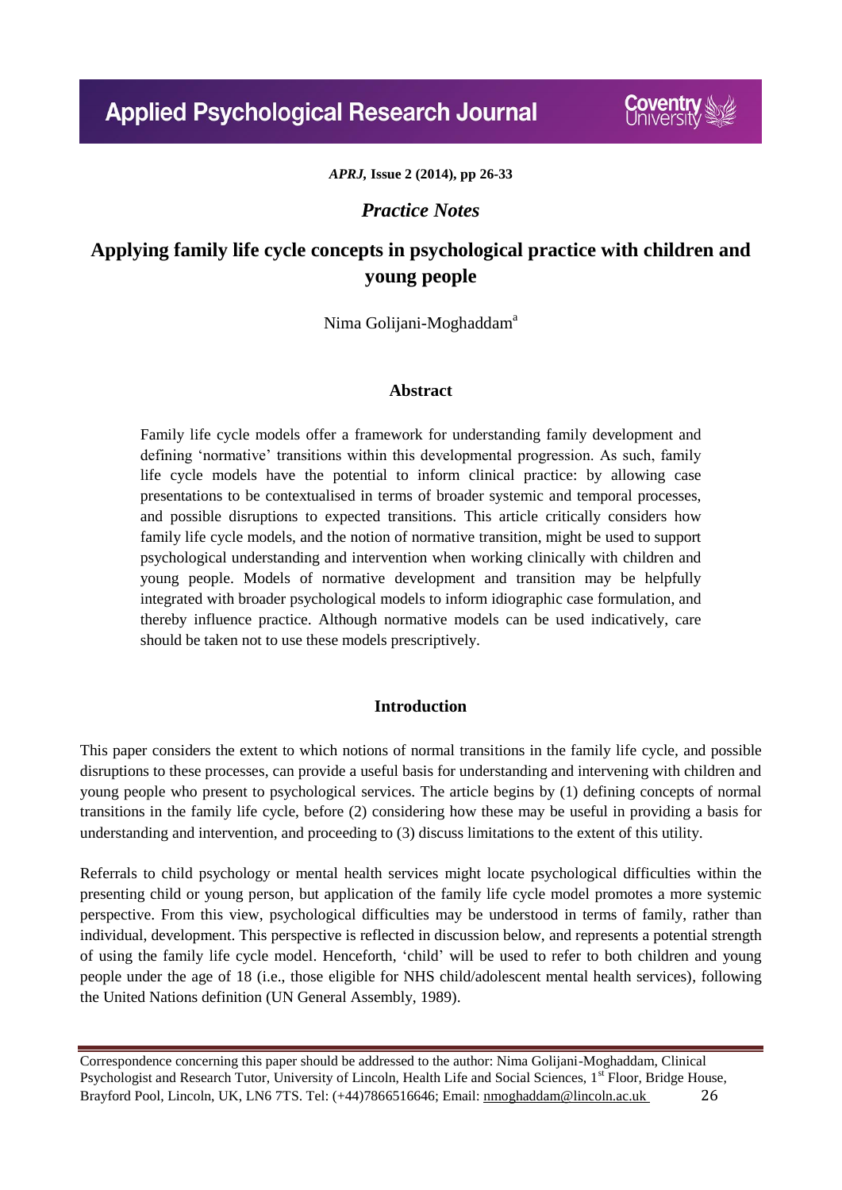*Practice Notes*

# Applying family life cycle concepts in psychological practice with children and young people

Nima Golijani-Moghaddam[a]

## Abstract

Family life cycle models offer a framework for understanding family development and defining 'normative' transitions within this developmental progression. As such, family life cycle models have the potential to inform clinical practice: by allowing case presentations to be contextualised in terms of broader systemic and temporal processes, and possible disruptions to expected transitions. This article critically considers how family life cycle models, and the notion of normative transition, might be used to support psychological understanding and intervention when working clinically with children and young people. Models of normative development and transition may be helpfully integrated with broader psychological models to inform idiographic case formulation, and thereby influence practice. Although normative models can be used indicatively, care should be taken not to use these models prescriptively.

## Introduction

This paper considers the extent to which notions of normal transitions in the family life cycle, and possible disruptions to these processes, can provide a useful basis for understanding and intervening with children and young people who present to psychological services. The article begins by (1) defining concepts of normal transitions in the family life cycle, before (2) considering how these may be useful in providing a basis for understanding and intervention, and proceeding to (3) discuss limitations to the extent of this utility.

Referrals to child psychology or mental health services might locate psychological difficulties within the presenting child or young person, but application of the family life cycle model promotes a more systemic perspective. From this view, psychological difficulties may be understood in terms of family, rather than individual, development. This perspective is reflected in discussion below, and represents a potential strength of using the family life cycle model. Henceforth, 'child' will be used to refer to both children and young people under the age of 18 (i.e., those eligible for NHS child/adolescent mental health services), following the United Nations definition (UN General Assembly, 1989).

---

Correspondence concerning this paper should be addressed to the author: Nima Golijani-Moghaddam, Clinical Psychologist and Research Tutor, University of Lincoln, Health Life and Social Sciences, 1st Floor, Bridge House, Brayford Pool, Lincoln, UK, LN6 7TS. Tel: (+44)7866516646; Email: nmoghaddam@lincoln.ac.uk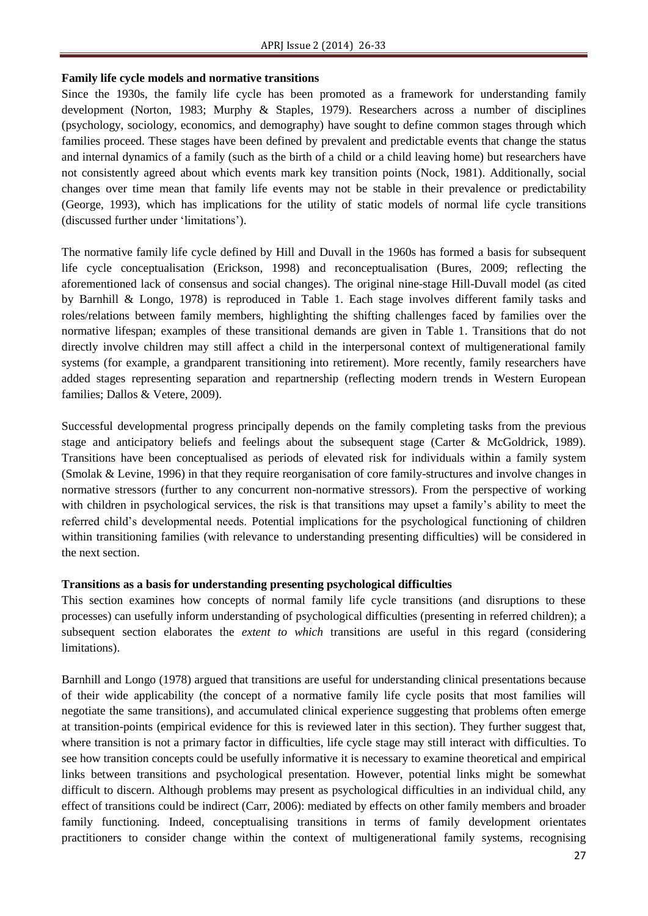**Family life cycle models and normative transitions**

Since the 1930s, the family life cycle has been promoted as a framework for understanding family development (Norton, 1983; Murphy & Staples, 1979). Researchers across a number of disciplines (psychology, sociology, economics, and demography) have sought to define common stages through which families proceed. These stages have been defined by prevalent and predictable events that change the status and internal dynamics of a family (such as the birth of a child or a child leaving home) but researchers have not consistently agreed about which events mark key transition points (Nock, 1981). Additionally, social changes over time mean that family life events may not be stable in their prevalence or predictability (George, 1993), which has implications for the utility of static models of normal life cycle transitions (discussed further under 'limitations').

The normative family life cycle defined by Hill and Duvall in the 1960s has formed a basis for subsequent life cycle conceptualisation (Erickson, 1998) and reconceptualisation (Bures, 2009; reflecting the aforementioned lack of consensus and social changes). The original nine-stage Hill-Duvall model (as cited by Barnhill & Longo, 1978) is reproduced in Table 1. Each stage involves different family tasks and roles/relations between family members, highlighting the shifting challenges faced by families over the normative lifespan; examples of these transitional demands are given in Table 1. Transitions that do not directly involve children may still affect a child in the interpersonal context of multigenerational family systems (for example, a grandparent transitioning into retirement). More recently, family researchers have added stages representing separation and repartnership (reflecting modern trends in Western European families; Dallos & Vetere, 2009).

Successful developmental progress principally depends on the family completing tasks from the previous stage and anticipatory beliefs and feelings about the subsequent stage (Carter & McGoldrick, 1989). Transitions have been conceptualised as periods of elevated risk for individuals within a family system (Smolak & Levine, 1996) in that they require reorganisation of core family-structures and involve changes in normative stressors (further to any concurrent non-normative stressors). From the perspective of working with children in psychological services, the risk is that transitions may upset a family's ability to meet the referred child's developmental needs. Potential implications for the psychological functioning of children within transitioning families (with relevance to understanding presenting difficulties) will be considered in the next section.

**Transitions as a basis for understanding presenting psychological difficulties**

This section examines how concepts of normal family life cycle transitions (and disruptions to these processes) can usefully inform understanding of psychological difficulties (presenting in referred children); a subsequent section elaborates the *extent to which* transitions are useful in this regard (considering limitations).

Barnhill and Longo (1978) argued that transitions are useful for understanding clinical presentations because of their wide applicability (the concept of a normative family life cycle posits that most families will negotiate the same transitions), and accumulated clinical experience suggesting that problems often emerge at transition-points (empirical evidence for this is reviewed later in this section). They further suggest that, where transition is not a primary factor in difficulties, life cycle stage may still interact with difficulties. To see how transition concepts could be usefully informative it is necessary to examine theoretical and empirical links between transitions and psychological presentation. However, potential links might be somewhat difficult to discern. Although problems may present as psychological difficulties in an individual child, any effect of transitions could be indirect (Carr, 2006): mediated by effects on other family members and broader family functioning. Indeed, conceptualising transitions in terms of family development orientates practitioners to consider change within the context of multigenerational family systems, recognising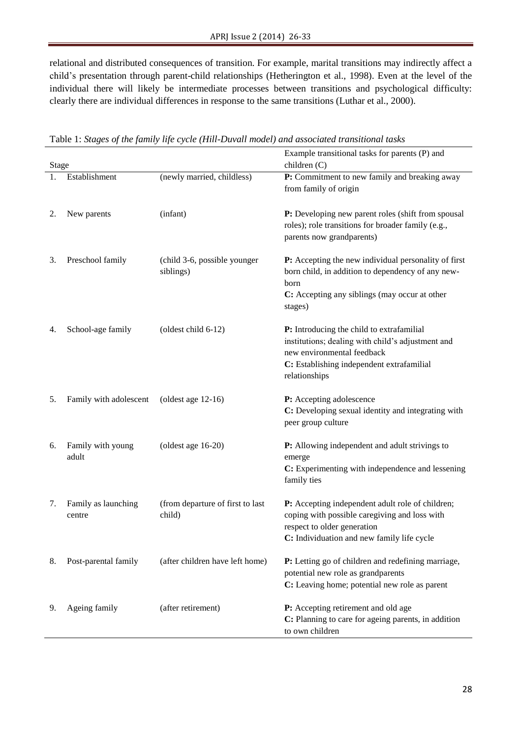relational and distributed consequences of transition. For example, marital transitions may indirectly affect a child's presentation through parent-child relationships (Hetherington et al., 1998). Even at the level of the individual there will likely be intermediate processes between transitions and psychological difficulty: clearly there are individual differences in response to the same transitions (Luthar et al., 2000).

Table 1: *Stages of the family life cycle (Hill-Duvall model) and associated transitional tasks*

| Stage | | | Example transitional tasks for parents (P) and children (C) |
|---|---|---|---|
| 1. | Establishment | (newly married, childless) | **P:** Commitment to new family and breaking away from family of origin |
| 2. | New parents | (infant) | **P:** Developing new parent roles (shift from spousal roles); role transitions for broader family (e.g., parents now grandparents) |
| 3. | Preschool family | (child 3-6, possible younger siblings) | **P:** Accepting the new individual personality of first born child, in addition to dependency of any new-born<br>**C:** Accepting any siblings (may occur at other stages) |
| 4. | School-age family | (oldest child 6-12) | **P:** Introducing the child to extrafamilial institutions; dealing with child's adjustment and new environmental feedback<br>**C:** Establishing independent extrafamilial relationships |
| 5. | Family with adolescent | (oldest age 12-16) | **P:** Accepting adolescence<br>**C:** Developing sexual identity and integrating with peer group culture |
| 6. | Family with young adult | (oldest age 16-20) | **P:** Allowing independent and adult strivings to emerge<br>**C:** Experimenting with independence and lessening family ties |
| 7. | Family as launching centre | (from departure of first to last child) | **P:** Accepting independent adult role of children; coping with possible caregiving and loss with respect to older generation<br>**C:** Individuation and new family life cycle |
| 8. | Post-parental family | (after children have left home) | **P:** Letting go of children and redefining marriage, potential new role as grandparents<br>**C:** Leaving home; potential new role as parent |
| 9. | Ageing family | (after retirement) | **P:** Accepting retirement and old age<br>**C:** Planning to care for ageing parents, in addition to own children |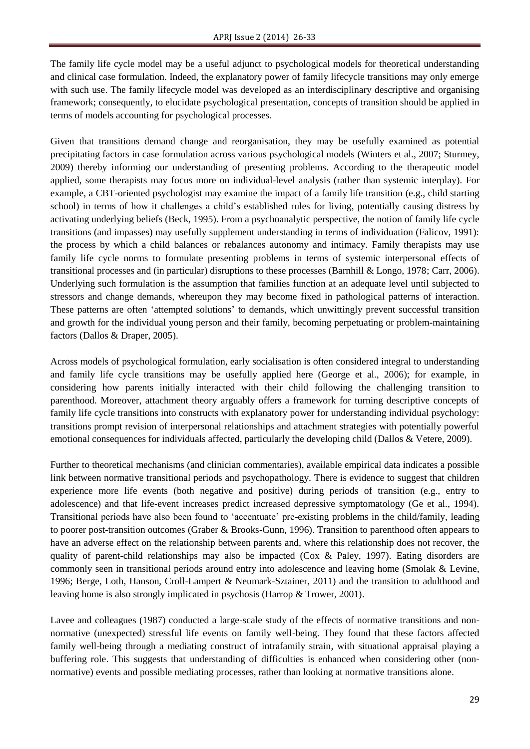The family life cycle model may be a useful adjunct to psychological models for theoretical understanding and clinical case formulation. Indeed, the explanatory power of family lifecycle transitions may only emerge with such use. The family lifecycle model was developed as an interdisciplinary descriptive and organising framework; consequently, to elucidate psychological presentation, concepts of transition should be applied in terms of models accounting for psychological processes.

Given that transitions demand change and reorganisation, they may be usefully examined as potential precipitating factors in case formulation across various psychological models (Winters et al., 2007; Sturmey, 2009) thereby informing our understanding of presenting problems. According to the therapeutic model applied, some therapists may focus more on individual-level analysis (rather than systemic interplay). For example, a CBT-oriented psychologist may examine the impact of a family life transition (e.g., child starting school) in terms of how it challenges a child's established rules for living, potentially causing distress by activating underlying beliefs (Beck, 1995). From a psychoanalytic perspective, the notion of family life cycle transitions (and impasses) may usefully supplement understanding in terms of individuation (Falicov, 1991): the process by which a child balances or rebalances autonomy and intimacy. Family therapists may use family life cycle norms to formulate presenting problems in terms of systemic interpersonal effects of transitional processes and (in particular) disruptions to these processes (Barnhill & Longo, 1978; Carr, 2006). Underlying such formulation is the assumption that families function at an adequate level until subjected to stressors and change demands, whereupon they may become fixed in pathological patterns of interaction. These patterns are often 'attempted solutions' to demands, which unwittingly prevent successful transition and growth for the individual young person and their family, becoming perpetuating or problem-maintaining factors (Dallos & Draper, 2005).

Across models of psychological formulation, early socialisation is often considered integral to understanding and family life cycle transitions may be usefully applied here (George et al., 2006); for example, in considering how parents initially interacted with their child following the challenging transition to parenthood. Moreover, attachment theory arguably offers a framework for turning descriptive concepts of family life cycle transitions into constructs with explanatory power for understanding individual psychology: transitions prompt revision of interpersonal relationships and attachment strategies with potentially powerful emotional consequences for individuals affected, particularly the developing child (Dallos & Vetere, 2009).

Further to theoretical mechanisms (and clinician commentaries), available empirical data indicates a possible link between normative transitional periods and psychopathology. There is evidence to suggest that children experience more life events (both negative and positive) during periods of transition (e.g., entry to adolescence) and that life-event increases predict increased depressive symptomatology (Ge et al., 1994). Transitional periods have also been found to 'accentuate' pre-existing problems in the child/family, leading to poorer post-transition outcomes (Graber & Brooks-Gunn, 1996). Transition to parenthood often appears to have an adverse effect on the relationship between parents and, where this relationship does not recover, the quality of parent-child relationships may also be impacted (Cox & Paley, 1997). Eating disorders are commonly seen in transitional periods around entry into adolescence and leaving home (Smolak & Levine, 1996; Berge, Loth, Hanson, Croll-Lampert & Neumark-Sztainer, 2011) and the transition to adulthood and leaving home is also strongly implicated in psychosis (Harrop & Trower, 2001).

Lavee and colleagues (1987) conducted a large-scale study of the effects of normative transitions and non-normative (unexpected) stressful life events on family well-being. They found that these factors affected family well-being through a mediating construct of intrafamily strain, with situational appraisal playing a buffering role. This suggests that understanding of difficulties is enhanced when considering other (non-normative) events and possible mediating processes, rather than looking at normative transitions alone.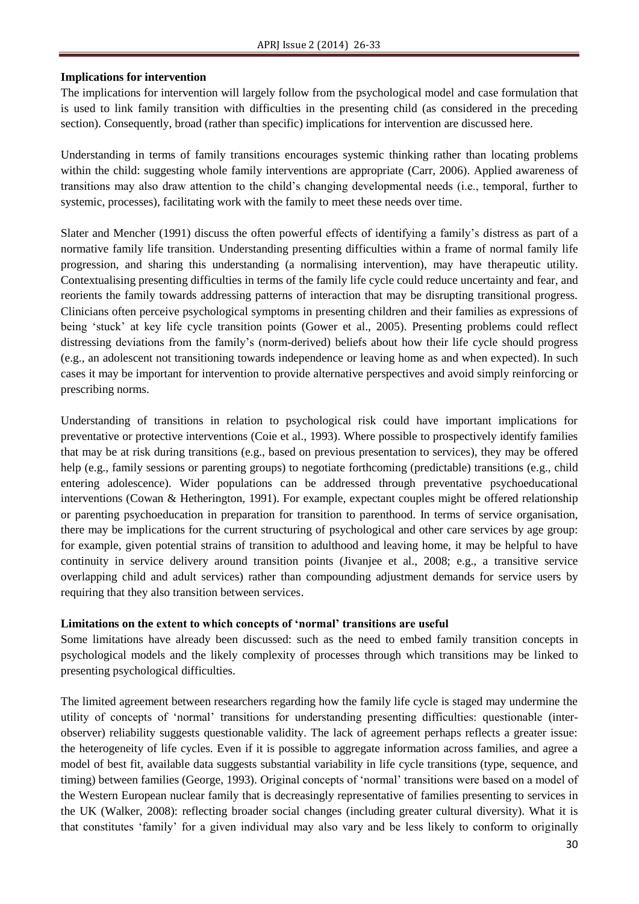**Implications for intervention**

The implications for intervention will largely follow from the psychological model and case formulation that is used to link family transition with difficulties in the presenting child (as considered in the preceding section). Consequently, broad (rather than specific) implications for intervention are discussed here.

Understanding in terms of family transitions encourages systemic thinking rather than locating problems within the child: suggesting whole family interventions are appropriate (Carr, 2006). Applied awareness of transitions may also draw attention to the child's changing developmental needs (i.e., temporal, further to systemic, processes), facilitating work with the family to meet these needs over time.

Slater and Mencher (1991) discuss the often powerful effects of identifying a family's distress as part of a normative family life transition. Understanding presenting difficulties within a frame of normal family life progression, and sharing this understanding (a normalising intervention), may have therapeutic utility. Contextualising presenting difficulties in terms of the family life cycle could reduce uncertainty and fear, and reorients the family towards addressing patterns of interaction that may be disrupting transitional progress. Clinicians often perceive psychological symptoms in presenting children and their families as expressions of being 'stuck' at key life cycle transition points (Gower et al., 2005). Presenting problems could reflect distressing deviations from the family's (norm-derived) beliefs about how their life cycle should progress (e.g., an adolescent not transitioning towards independence or leaving home as and when expected). In such cases it may be important for intervention to provide alternative perspectives and avoid simply reinforcing or prescribing norms.

Understanding of transitions in relation to psychological risk could have important implications for preventative or protective interventions (Coie et al., 1993). Where possible to prospectively identify families that may be at risk during transitions (e.g., based on previous presentation to services), they may be offered help (e.g., family sessions or parenting groups) to negotiate forthcoming (predictable) transitions (e.g., child entering adolescence). Wider populations can be addressed through preventative psychoeducational interventions (Cowan & Hetherington, 1991). For example, expectant couples might be offered relationship or parenting psychoeducation in preparation for transition to parenthood. In terms of service organisation, there may be implications for the current structuring of psychological and other care services by age group: for example, given potential strains of transition to adulthood and leaving home, it may be helpful to have continuity in service delivery around transition points (Jivanjee et al., 2008; e.g., a transitive service overlapping child and adult services) rather than compounding adjustment demands for service users by requiring that they also transition between services.

**Limitations on the extent to which concepts of 'normal' transitions are useful**

Some limitations have already been discussed: such as the need to embed family transition concepts in psychological models and the likely complexity of processes through which transitions may be linked to presenting psychological difficulties.

The limited agreement between researchers regarding how the family life cycle is staged may undermine the utility of concepts of 'normal' transitions for understanding presenting difficulties: questionable (inter-observer) reliability suggests questionable validity. The lack of agreement perhaps reflects a greater issue: the heterogeneity of life cycles. Even if it is possible to aggregate information across families, and agree a model of best fit, available data suggests substantial variability in life cycle transitions (type, sequence, and timing) between families (George, 1993). Original concepts of 'normal' transitions were based on a model of the Western European nuclear family that is decreasingly representative of families presenting to services in the UK (Walker, 2008): reflecting broader social changes (including greater cultural diversity). What it is that constitutes 'family' for a given individual may also vary and be less likely to conform to originally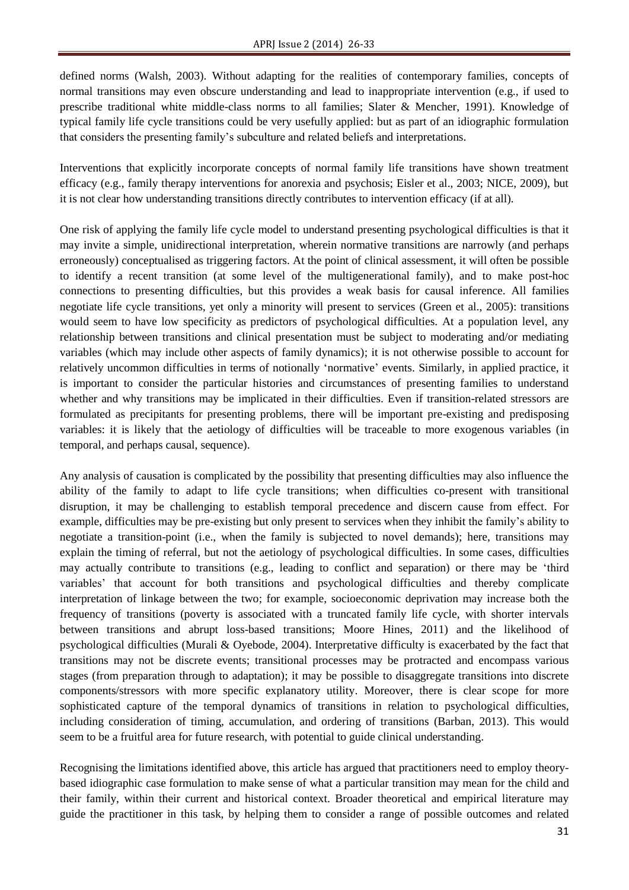defined norms (Walsh, 2003). Without adapting for the realities of contemporary families, concepts of normal transitions may even obscure understanding and lead to inappropriate intervention (e.g., if used to prescribe traditional white middle-class norms to all families; Slater & Mencher, 1991). Knowledge of typical family life cycle transitions could be very usefully applied: but as part of an idiographic formulation that considers the presenting family's subculture and related beliefs and interpretations.

Interventions that explicitly incorporate concepts of normal family life transitions have shown treatment efficacy (e.g., family therapy interventions for anorexia and psychosis; Eisler et al., 2003; NICE, 2009), but it is not clear how understanding transitions directly contributes to intervention efficacy (if at all).

One risk of applying the family life cycle model to understand presenting psychological difficulties is that it may invite a simple, unidirectional interpretation, wherein normative transitions are narrowly (and perhaps erroneously) conceptualised as triggering factors. At the point of clinical assessment, it will often be possible to identify a recent transition (at some level of the multigenerational family), and to make post-hoc connections to presenting difficulties, but this provides a weak basis for causal inference. All families negotiate life cycle transitions, yet only a minority will present to services (Green et al., 2005): transitions would seem to have low specificity as predictors of psychological difficulties. At a population level, any relationship between transitions and clinical presentation must be subject to moderating and/or mediating variables (which may include other aspects of family dynamics); it is not otherwise possible to account for relatively uncommon difficulties in terms of notionally 'normative' events. Similarly, in applied practice, it is important to consider the particular histories and circumstances of presenting families to understand whether and why transitions may be implicated in their difficulties. Even if transition-related stressors are formulated as precipitants for presenting problems, there will be important pre-existing and predisposing variables: it is likely that the aetiology of difficulties will be traceable to more exogenous variables (in temporal, and perhaps causal, sequence).

Any analysis of causation is complicated by the possibility that presenting difficulties may also influence the ability of the family to adapt to life cycle transitions; when difficulties co-present with transitional disruption, it may be challenging to establish temporal precedence and discern cause from effect. For example, difficulties may be pre-existing but only present to services when they inhibit the family's ability to negotiate a transition-point (i.e., when the family is subjected to novel demands); here, transitions may explain the timing of referral, but not the aetiology of psychological difficulties. In some cases, difficulties may actually contribute to transitions (e.g., leading to conflict and separation) or there may be 'third variables' that account for both transitions and psychological difficulties and thereby complicate interpretation of linkage between the two; for example, socioeconomic deprivation may increase both the frequency of transitions (poverty is associated with a truncated family life cycle, with shorter intervals between transitions and abrupt loss-based transitions; Moore Hines, 2011) and the likelihood of psychological difficulties (Murali & Oyebode, 2004). Interpretative difficulty is exacerbated by the fact that transitions may not be discrete events; transitional processes may be protracted and encompass various stages (from preparation through to adaptation); it may be possible to disaggregate transitions into discrete components/stressors with more specific explanatory utility. Moreover, there is clear scope for more sophisticated capture of the temporal dynamics of transitions in relation to psychological difficulties, including consideration of timing, accumulation, and ordering of transitions (Barban, 2013). This would seem to be a fruitful area for future research, with potential to guide clinical understanding.

Recognising the limitations identified above, this article has argued that practitioners need to employ theory-based idiographic case formulation to make sense of what a particular transition may mean for the child and their family, within their current and historical context. Broader theoretical and empirical literature may guide the practitioner in this task, by helping them to consider a range of possible outcomes and related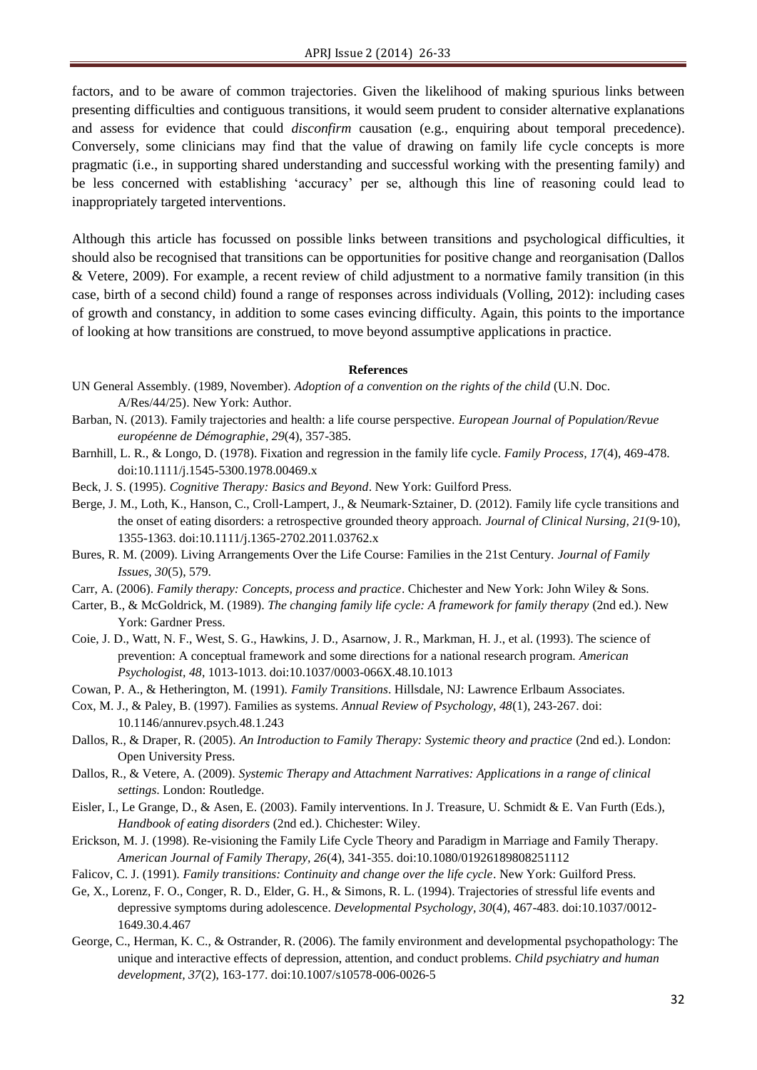factors, and to be aware of common trajectories. Given the likelihood of making spurious links between presenting difficulties and contiguous transitions, it would seem prudent to consider alternative explanations and assess for evidence that could *disconfirm* causation (e.g., enquiring about temporal precedence). Conversely, some clinicians may find that the value of drawing on family life cycle concepts is more pragmatic (i.e., in supporting shared understanding and successful working with the presenting family) and be less concerned with establishing 'accuracy' per se, although this line of reasoning could lead to inappropriately targeted interventions.

Although this article has focussed on possible links between transitions and psychological difficulties, it should also be recognised that transitions can be opportunities for positive change and reorganisation (Dallos & Vetere, 2009). For example, a recent review of child adjustment to a normative family transition (in this case, birth of a second child) found a range of responses across individuals (Volling, 2012): including cases of growth and constancy, in addition to some cases evincing difficulty. Again, this points to the importance of looking at how transitions are construed, to move beyond assumptive applications in practice.

**References**

UN General Assembly. (1989, November). *Adoption of a convention on the rights of the child* (U.N. Doc. A/Res/44/25). New York: Author.

Barban, N. (2013). Family trajectories and health: a life course perspective. *European Journal of Population/Revue européenne de Démographie*, *29*(4), 357-385.

Barnhill, L. R., & Longo, D. (1978). Fixation and regression in the family life cycle. *Family Process, 17*(4), 469-478. doi:10.1111/j.1545-5300.1978.00469.x

Beck, J. S. (1995). *Cognitive Therapy: Basics and Beyond*. New York: Guilford Press.

Berge, J. M., Loth, K., Hanson, C., Croll-Lampert, J., & Neumark-Sztainer, D. (2012). Family life cycle transitions and the onset of eating disorders: a retrospective grounded theory approach. *Journal of Clinical Nursing, 21*(9-10), 1355-1363. doi:10.1111/j.1365-2702.2011.03762.x

Bures, R. M. (2009). Living Arrangements Over the Life Course: Families in the 21st Century. *Journal of Family Issues, 30*(5), 579.

Carr, A. (2006). *Family therapy: Concepts, process and practice*. Chichester and New York: John Wiley & Sons.

Carter, B., & McGoldrick, M. (1989). *The changing family life cycle: A framework for family therapy* (2nd ed.). New York: Gardner Press.

Coie, J. D., Watt, N. F., West, S. G., Hawkins, J. D., Asarnow, J. R., Markman, H. J., et al. (1993). The science of prevention: A conceptual framework and some directions for a national research program. *American Psychologist, 48*, 1013-1013. doi:10.1037/0003-066X.48.10.1013

Cowan, P. A., & Hetherington, M. (1991). *Family Transitions*. Hillsdale, NJ: Lawrence Erlbaum Associates.

Cox, M. J., & Paley, B. (1997). Families as systems. *Annual Review of Psychology, 48*(1), 243-267. doi: 10.1146/annurev.psych.48.1.243

Dallos, R., & Draper, R. (2005). *An Introduction to Family Therapy: Systemic theory and practice* (2nd ed.). London: Open University Press.

Dallos, R., & Vetere, A. (2009). *Systemic Therapy and Attachment Narratives: Applications in a range of clinical settings*. London: Routledge.

Eisler, I., Le Grange, D., & Asen, E. (2003). Family interventions. In J. Treasure, U. Schmidt & E. Van Furth (Eds.), *Handbook of eating disorders* (2nd ed.). Chichester: Wiley.

Erickson, M. J. (1998). Re-visioning the Family Life Cycle Theory and Paradigm in Marriage and Family Therapy. *American Journal of Family Therapy, 26*(4), 341-355. doi:10.1080/01926189808251112

Falicov, C. J. (1991). *Family transitions: Continuity and change over the life cycle*. New York: Guilford Press.

Ge, X., Lorenz, F. O., Conger, R. D., Elder, G. H., & Simons, R. L. (1994). Trajectories of stressful life events and depressive symptoms during adolescence. *Developmental Psychology, 30*(4), 467-483. doi:10.1037/0012-1649.30.4.467

George, C., Herman, K. C., & Ostrander, R. (2006). The family environment and developmental psychopathology: The unique and interactive effects of depression, attention, and conduct problems. *Child psychiatry and human development, 37*(2), 163-177. doi:10.1007/s10578-006-0026-5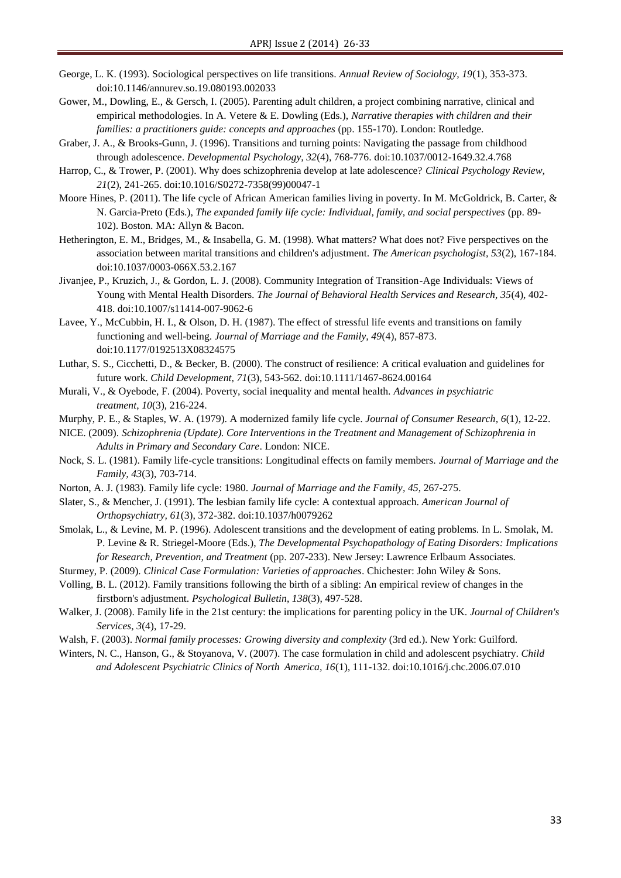George, L. K. (1993). Sociological perspectives on life transitions. *Annual Review of Sociology, 19*(1), 353-373. doi:10.1146/annurev.so.19.080193.002033

Gower, M., Dowling, E., & Gersch, I. (2005). Parenting adult children, a project combining narrative, clinical and empirical methodologies. In A. Vetere & E. Dowling (Eds.), *Narrative therapies with children and their families: a practitioners guide: concepts and approaches* (pp. 155-170). London: Routledge.

Graber, J. A., & Brooks-Gunn, J. (1996). Transitions and turning points: Navigating the passage from childhood through adolescence. *Developmental Psychology, 32*(4), 768-776. doi:10.1037/0012-1649.32.4.768

Harrop, C., & Trower, P. (2001). Why does schizophrenia develop at late adolescence? *Clinical Psychology Review, 21*(2), 241-265. doi:10.1016/S0272-7358(99)00047-1

Moore Hines, P. (2011). The life cycle of African American families living in poverty. In M. McGoldrick, B. Carter, & N. Garcia-Preto (Eds.), *The expanded family life cycle: Individual, family, and social perspectives* (pp. 89-102). Boston. MA: Allyn & Bacon.

Hetherington, E. M., Bridges, M., & Insabella, G. M. (1998). What matters? What does not? Five perspectives on the association between marital transitions and children's adjustment. *The American psychologist, 53*(2), 167-184. doi:10.1037/0003-066X.53.2.167

Jivanjee, P., Kruzich, J., & Gordon, L. J. (2008). Community Integration of Transition-Age Individuals: Views of Young with Mental Health Disorders. *The Journal of Behavioral Health Services and Research, 35*(4), 402-418. doi:10.1007/s11414-007-9062-6

Lavee, Y., McCubbin, H. I., & Olson, D. H. (1987). The effect of stressful life events and transitions on family functioning and well-being. *Journal of Marriage and the Family, 49*(4), 857-873. doi:10.1177/0192513X08324575

Luthar, S. S., Cicchetti, D., & Becker, B. (2000). The construct of resilience: A critical evaluation and guidelines for future work. *Child Development, 71*(3), 543-562. doi:10.1111/1467-8624.00164

Murali, V., & Oyebode, F. (2004). Poverty, social inequality and mental health. *Advances in psychiatric treatment, 10*(3), 216-224.

Murphy, P. E., & Staples, W. A. (1979). A modernized family life cycle. *Journal of Consumer Research, 6*(1), 12-22.

NICE. (2009). *Schizophrenia (Update). Core Interventions in the Treatment and Management of Schizophrenia in Adults in Primary and Secondary Care*. London: NICE.

Nock, S. L. (1981). Family life-cycle transitions: Longitudinal effects on family members. *Journal of Marriage and the Family, 43*(3), 703-714.

Norton, A. J. (1983). Family life cycle: 1980. *Journal of Marriage and the Family, 45*, 267-275.

Slater, S., & Mencher, J. (1991). The lesbian family life cycle: A contextual approach. *American Journal of Orthopsychiatry, 61*(3), 372-382. doi:10.1037/h0079262

Smolak, L., & Levine, M. P. (1996). Adolescent transitions and the development of eating problems. In L. Smolak, M. P. Levine & R. Striegel-Moore (Eds.), *The Developmental Psychopathology of Eating Disorders: Implications for Research, Prevention, and Treatment* (pp. 207-233). New Jersey: Lawrence Erlbaum Associates.

Sturmey, P. (2009). *Clinical Case Formulation: Varieties of approaches*. Chichester: John Wiley & Sons.

Volling, B. L. (2012). Family transitions following the birth of a sibling: An empirical review of changes in the firstborn's adjustment. *Psychological Bulletin, 138*(3), 497-528.

Walker, J. (2008). Family life in the 21st century: the implications for parenting policy in the UK. *Journal of Children's Services, 3*(4), 17-29.

Walsh, F. (2003). *Normal family processes: Growing diversity and complexity* (3rd ed.). New York: Guilford.

Winters, N. C., Hanson, G., & Stoyanova, V. (2007). The case formulation in child and adolescent psychiatry. *Child and Adolescent Psychiatric Clinics of North America, 16*(1), 111-132. doi:10.1016/j.chc.2006.07.010